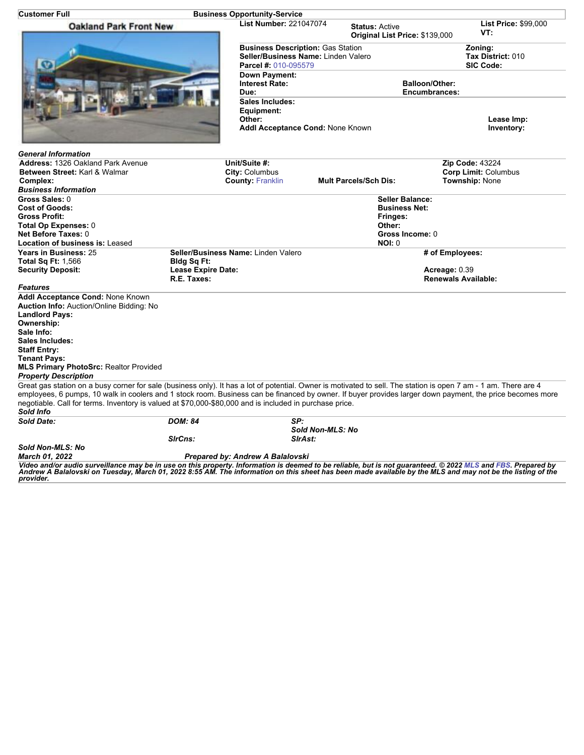**Customer Full** | **Business Opportunity-Service**

Oakland Park Front New

**List Number:** 221047074
**Status:** Active
**Original List Price:** $139,000
**List Price:** $99,000
**VT:**

**Business Description:** Gas Station
**Seller/Business Name:** Linden Valero
**Parcel #:** 010-095579
**Zoning:**
**Tax District:** 010
**SIC Code:**

**Down Payment:**
**Interest Rate:**
**Due:**
**Balloon/Other:**
**Encumbrances:**

**Sales Includes:**
**Equipment:**
**Other:**
**Addl Acceptance Cond:** None Known
**Lease Imp:**
**Inventory:**

### *General Information*

**Address:** 1326 Oakland Park Avenue
**Between Street:** Karl & Walmar
**Complex:**
**Unit/Suite #:**
**City:** Columbus
**County:** Franklin
**Mult Parcels/Sch Dis:**
**Zip Code:** 43224
**Corp Limit:** Columbus
**Township:** None

### *Business Information*

**Gross Sales:** 0
**Cost of Goods:**
**Gross Profit:**
**Total Op Expenses:** 0
**Net Before Taxes:** 0
**Location of business is:** Leased
**Seller Balance:**
**Business Net:**
**Fringes:**
**Other:**
**Gross Income:** 0
**NOI:** 0

**Years in Business:** 25
**Total Sq Ft:** 1,566
**Security Deposit:**
**Seller/Business Name:** Linden Valero
**Bldg Sq Ft:**
**Lease Expire Date:**
**R.E. Taxes:**
**# of Employees:**
**Acreage:** 0.39
**Renewals Available:**

### *Features*

**Addl Acceptance Cond:** None Known
**Auction Info:** Auction/Online Bidding: No
**Landlord Pays:**
**Ownership:**
**Sale Info:**
**Sales Includes:**
**Staff Entry:**
**Tenant Pays:**
**MLS Primary PhotoSrc:** Realtor Provided

### *Property Description*

Great gas station on a busy corner for sale (business only). It has a lot of potential. Owner is motivated to sell. The station is open 7 am - 1 am. There are 4 employees, 6 pumps, 10 walk in coolers and 1 stock room. Business can be financed by owner. If buyer provides larger down payment, the price becomes more negotiable. Call for terms. Inventory is valued at $70,000-$80,000 and is included in purchase price.

### *Sold Info*

***Sold Date:***
***DOM: 84***
***SP:***
***Sold Non-MLS: No***
***SlrCns:***
***SlrAst:***

***Sold Non-MLS: No***

***March 01, 2022*** ***Prepared by: Andrew A Balalovski***

*Video and/or audio surveillance may be in use on this property. Information is deemed to be reliable, but is not guaranteed. © 2022 MLS and FBS. Prepared by Andrew A Balalovski on Tuesday, March 01, 2022 8:55 AM. The information on this sheet has been made available by the MLS and may not be the listing of the provider.*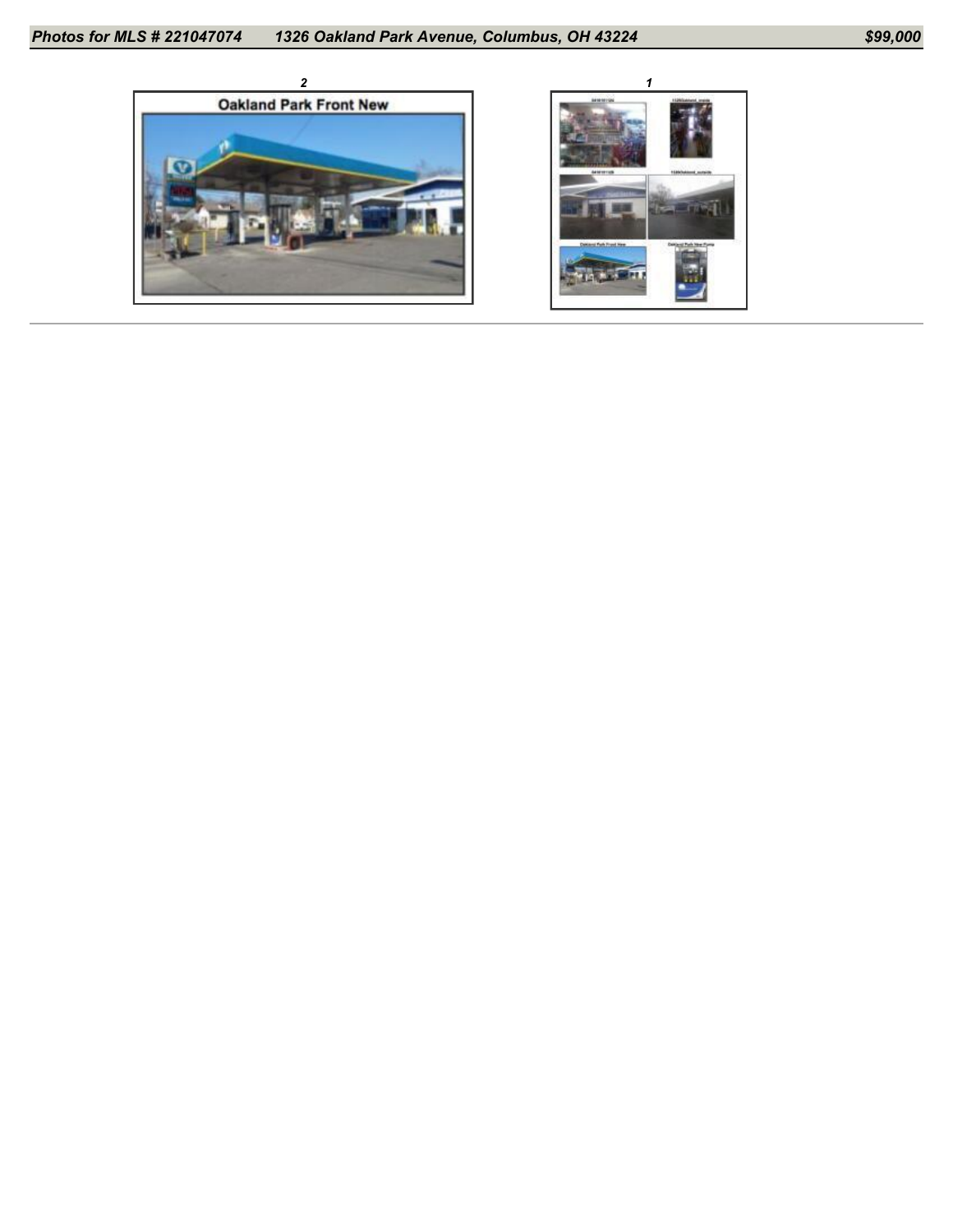**Photos for MLS # 221047074 1326 Oakland Park Avenue, Columbus, OH 43224 $99,000**

2

Oakland Park Front New

1